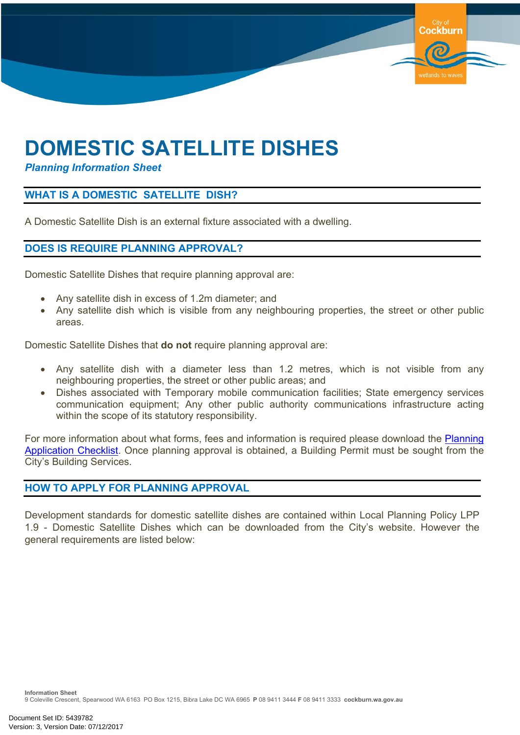# DOMESTIC SATELLITE DISHES

***Planning Information Sheet***

## WHAT IS A DOMESTIC SATELLITE DISH?

A Domestic Satellite Dish is an external fixture associated with a dwelling.

## DOES IS REQUIRE PLANNING APPROVAL?

Domestic Satellite Dishes that require planning approval are:

- Any satellite dish in excess of 1.2m diameter; and
- Any satellite dish which is visible from any neighbouring properties, the street or other public areas.

Domestic Satellite Dishes that **do not** require planning approval are:

- Any satellite dish with a diameter less than 1.2 metres, which is not visible from any neighbouring properties, the street or other public areas; and
- Dishes associated with Temporary mobile communication facilities; State emergency services communication equipment; Any other public authority communications infrastructure acting within the scope of its statutory responsibility.

For more information about what forms, fees and information is required please download the Planning Application Checklist. Once planning approval is obtained, a Building Permit must be sought from the City's Building Services.

## HOW TO APPLY FOR PLANNING APPROVAL

Development standards for domestic satellite dishes are contained within Local Planning Policy LPP 1.9 - Domestic Satellite Dishes which can be downloaded from the City's website. However the general requirements are listed below: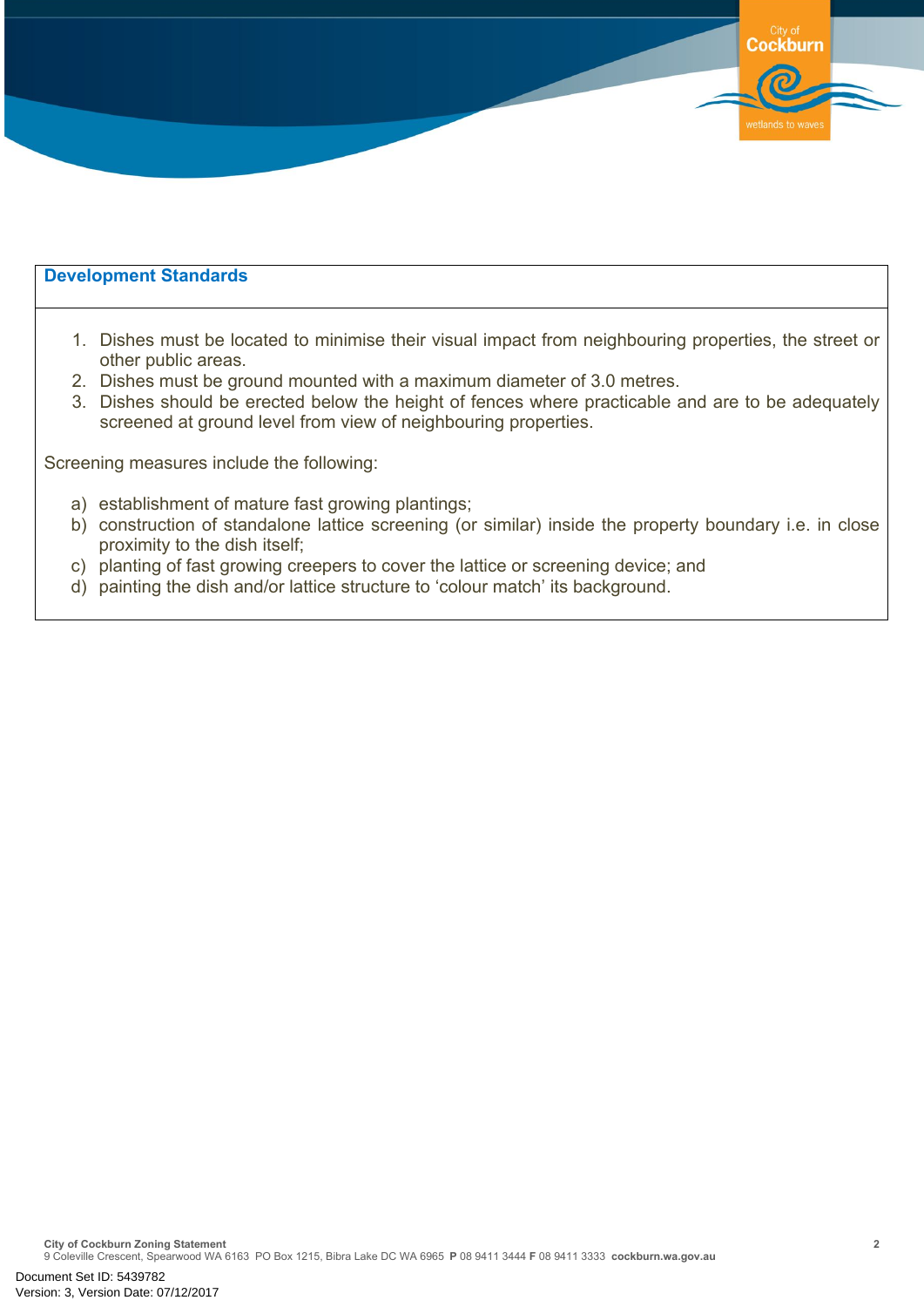## Development Standards

1. Dishes must be located to minimise their visual impact from neighbouring properties, the street or other public areas.
2. Dishes must be ground mounted with a maximum diameter of 3.0 metres.
3. Dishes should be erected below the height of fences where practicable and are to be adequately screened at ground level from view of neighbouring properties.

Screening measures include the following:

a) establishment of mature fast growing plantings;
b) construction of standalone lattice screening (or similar) inside the property boundary i.e. in close proximity to the dish itself;
c) planting of fast growing creepers to cover the lattice or screening device; and
d) painting the dish and/or lattice structure to 'colour match' its background.